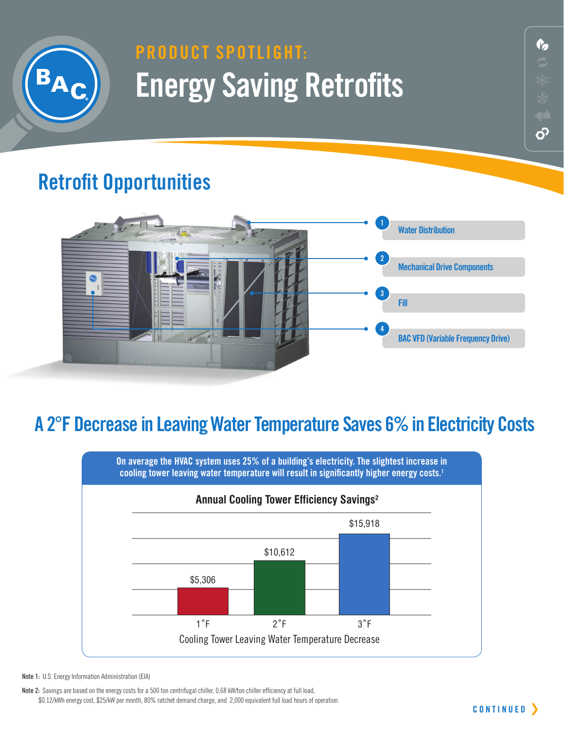PRODUCT SPOTLIGHT:

# Energy Saving Retrofits

## Retrofit Opportunities

1. Water Distribution
2. Mechanical Drive Components
3. Fill
4. BAC VFD (Variable Frequency Drive)

## A 2°F Decrease in Leaving Water Temperature Saves 6% in Electricity Costs

**On average the HVAC system uses 25% of a building's electricity. The slightest increase in cooling tower leaving water temperature will result in significantly higher energy costs.[1]**

**Annual Cooling Tower Efficiency Savings[2]**

| Cooling Tower Leaving Water Temperature Decrease | Annual Savings |
| --- | --- |
| 1°F | $5,306 |
| 2°F | $10,612 |
| 3°F | $15,918 |

**Note 1:** U.S. Energy Information Administration (EIA)

**Note 2:** Savings are based on the energy costs for a 500 ton centrifugal chiller, 0.68 kW/ton chiller efficiency at full load, $0.12/kWh energy cost, $25/kW per month, 80% ratchet demand charge, and 2,000 equivalent full load hours of operation.

CONTINUED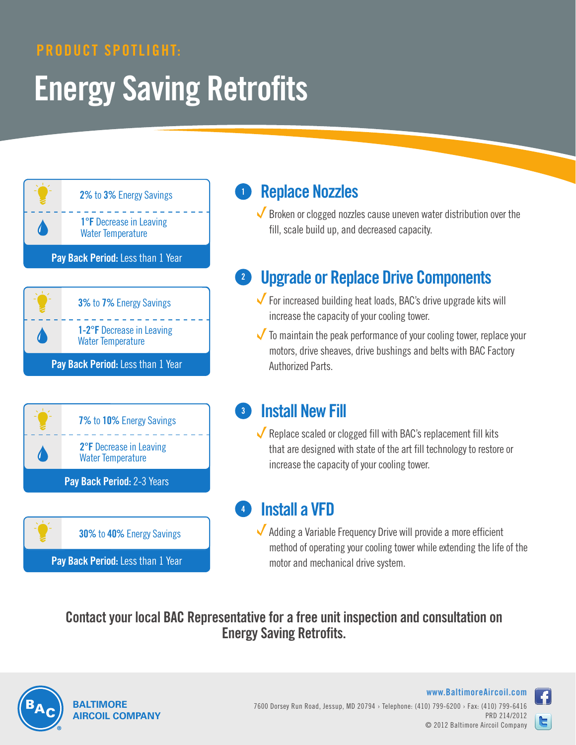PRODUCT SPOTLIGHT:

# Energy Saving Retrofits

## 1 Replace Nozzles

**2%** to **3%** Energy Savings

**1°F** Decrease in Leaving Water Temperature

**Pay Back Period:** Less than 1 Year

- Broken or clogged nozzles cause uneven water distribution over the fill, scale build up, and decreased capacity.

## 2 Upgrade or Replace Drive Components

**3%** to **7%** Energy Savings

**1-2°F** Decrease in Leaving Water Temperature

**Pay Back Period:** Less than 1 Year

- For increased building heat loads, BAC's drive upgrade kits will increase the capacity of your cooling tower.
- To maintain the peak performance of your cooling tower, replace your motors, drive sheaves, drive bushings and belts with BAC Factory Authorized Parts.

## 3 Install New Fill

**7%** to **10%** Energy Savings

**2°F** Decrease in Leaving Water Temperature

**Pay Back Period:** 2-3 Years

- Replace scaled or clogged fill with BAC's replacement fill kits that are designed with state of the art fill technology to restore or increase the capacity of your cooling tower.

## 4 Install a VFD

**30%** to **40%** Energy Savings

**Pay Back Period:** Less than 1 Year

- Adding a Variable Frequency Drive will provide a more efficient method of operating your cooling tower while extending the life of the motor and mechanical drive system.

**Contact your local BAC Representative for a free unit inspection and consultation on Energy Saving Retrofits.**

BALTIMORE AIRCOIL COMPANY

www.BaltimoreAircoil.com

7600 Dorsey Run Road, Jessup, MD 20794 › Telephone: (410) 799-6200 › Fax: (410) 799-6416

PRD 214/2012

© 2012 Baltimore Aircoil Company